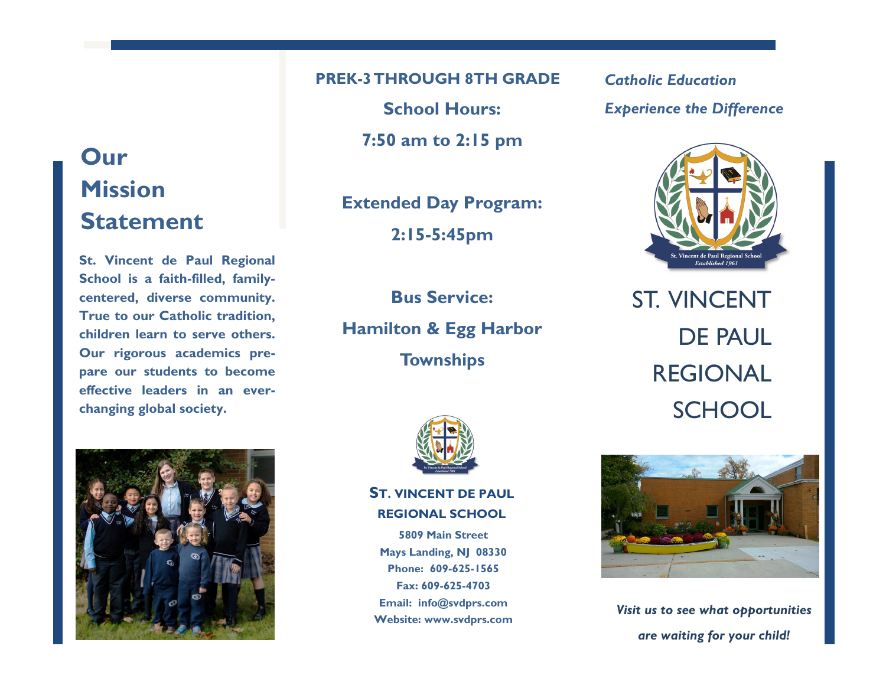## Our Mission Statement

**St. Vincent de Paul Regional School is a faith-filled, family-centered, diverse community. True to our Catholic tradition, children learn to serve others. Our rigorous academics prepare our students to become effective leaders in an ever-changing global society.**

**PREK-3 THROUGH 8TH GRADE**

**School Hours:**

**7:50 am to 2:15 pm**

**Extended Day Program:**

**2:15-5:45pm**

**Bus Service:**

**Hamilton & Egg Harbor Townships**

St. Vincent de Paul Regional School
Established 1961

**ST. VINCENT DE PAUL REGIONAL SCHOOL**

**5809 Main Street**
**Mays Landing, NJ 08330**
**Phone: 609-625-1565**
**Fax: 609-625-4703**
**Email: info@svdprs.com**
**Website: www.svdprs.com**

***Catholic Education***

***Experience the Difference***

St. Vincent de Paul Regional School
Established 1961

# ST. VINCENT DE PAUL REGIONAL SCHOOL

***Visit us to see what opportunities are waiting for your child!***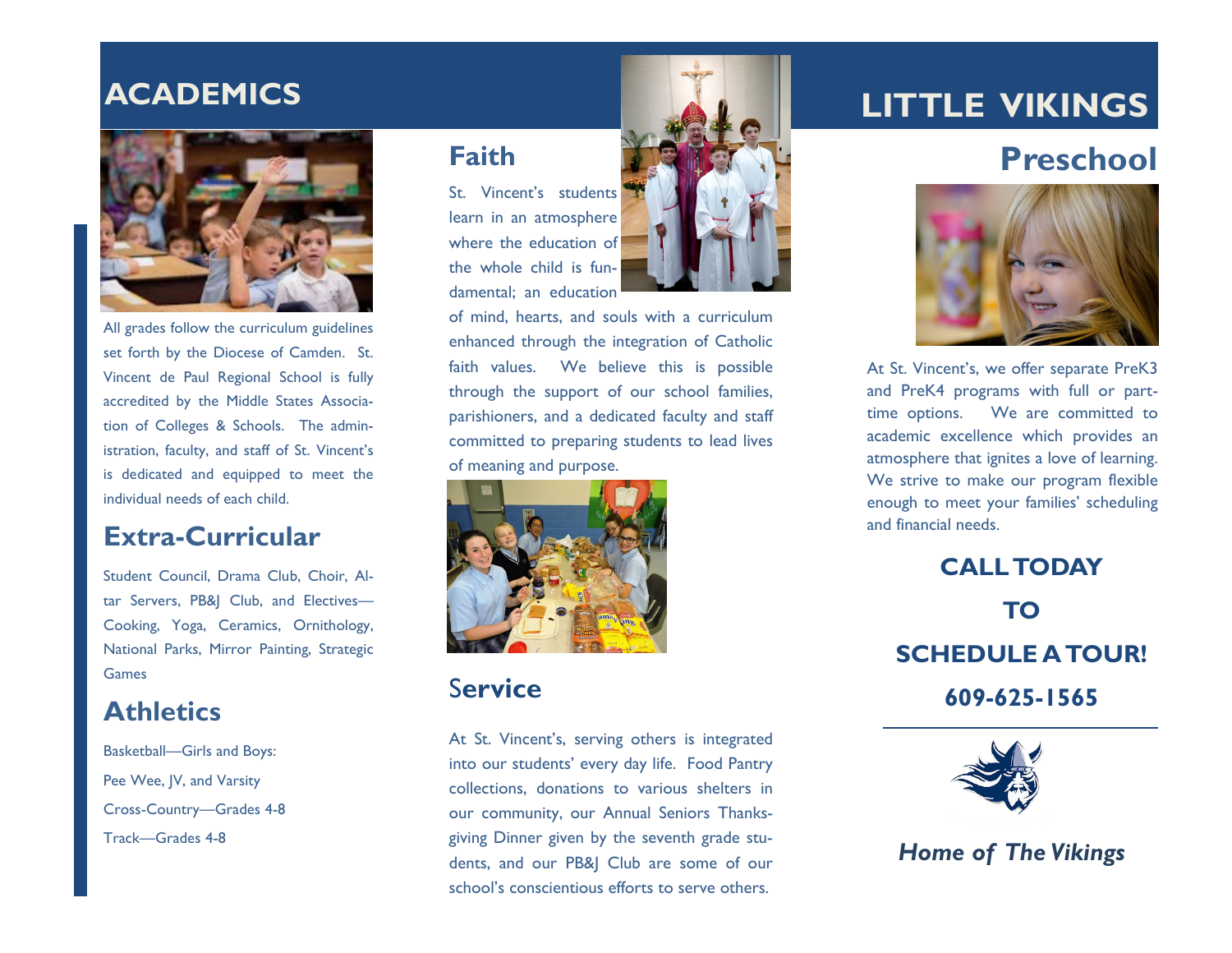# ACADEMICS

All grades follow the curriculum guidelines set forth by the Diocese of Camden. St. Vincent de Paul Regional School is fully accredited by the Middle States Association of Colleges & Schools. The administration, faculty, and staff of St. Vincent's is dedicated and equipped to meet the individual needs of each child.

## Extra-Curricular

Student Council, Drama Club, Choir, Altar Servers, PB&J Club, and Electives—Cooking, Yoga, Ceramics, Ornithology, National Parks, Mirror Painting, Strategic Games

## Athletics

Basketball—Girls and Boys:

Pee Wee, JV, and Varsity

Cross-Country—Grades 4-8

Track—Grades 4-8

## Faith

St. Vincent's students learn in an atmosphere where the education of the whole child is fundamental; an education of mind, hearts, and souls with a curriculum enhanced through the integration of Catholic faith values. We believe this is possible through the support of our school families, parishioners, and a dedicated faculty and staff committed to preparing students to lead lives of meaning and purpose.

## Service

At St. Vincent's, serving others is integrated into our students' every day life. Food Pantry collections, donations to various shelters in our community, our Annual Seniors Thanksgiving Dinner given by the seventh grade students, and our PB&J Club are some of our school's conscientious efforts to serve others.

# LITTLE VIKINGS

## Preschool

At St. Vincent's, we offer separate PreK3 and PreK4 programs with full or part-time options. We are committed to academic excellence which provides an atmosphere that ignites a love of learning. We strive to make our program flexible enough to meet your families' scheduling and financial needs.

**CALL TODAY**

**TO**

**SCHEDULE A TOUR!**

**609-625-1565**

***Home of The Vikings***